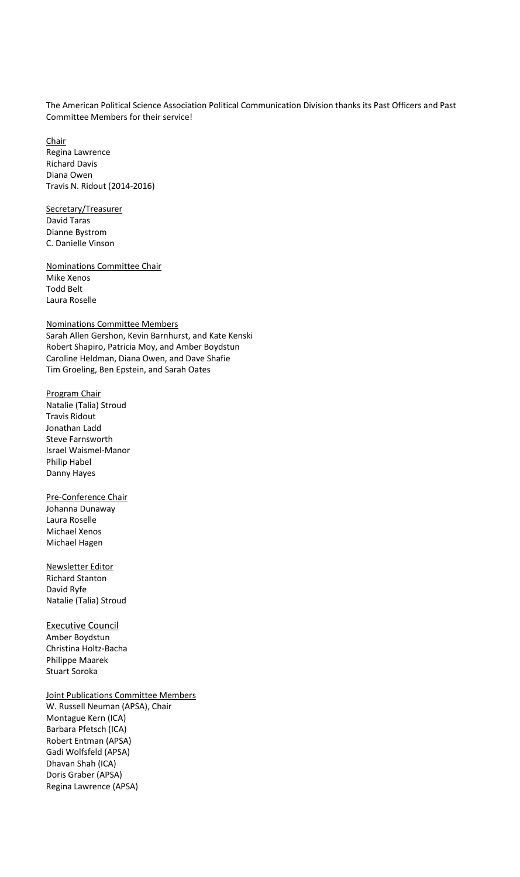The American Political Science Association Political Communication Division thanks its Past Officers and Past Committee Members for their service!

**Chair**

Regina Lawrence
Richard Davis
Diana Owen
Travis N. Ridout (2014-2016)

**Secretary/Treasurer**

David Taras
Dianne Bystrom
C. Danielle Vinson

**Nominations Committee Chair**

Mike Xenos
Todd Belt
Laura Roselle

**Nominations Committee Members**

Sarah Allen Gershon, Kevin Barnhurst, and Kate Kenski
Robert Shapiro, Patricia Moy, and Amber Boydstun
Caroline Heldman, Diana Owen, and Dave Shafie
Tim Groeling, Ben Epstein, and Sarah Oates

**Program Chair**

Natalie (Talia) Stroud
Travis Ridout
Jonathan Ladd
Steve Farnsworth
Israel Waismel-Manor
Philip Habel
Danny Hayes

**Pre-Conference Chair**

Johanna Dunaway
Laura Roselle
Michael Xenos
Michael Hagen

**Newsletter Editor**

Richard Stanton
David Ryfe
Natalie (Talia) Stroud

**Executive Council**

Amber Boydstun
Christina Holtz-Bacha
Philippe Maarek
Stuart Soroka

**Joint Publications Committee Members**

W. Russell Neuman (APSA), Chair
Montague Kern (ICA)
Barbara Pfetsch (ICA)
Robert Entman (APSA)
Gadi Wolfsfeld (APSA)
Dhavan Shah (ICA)
Doris Graber (APSA)
Regina Lawrence (APSA)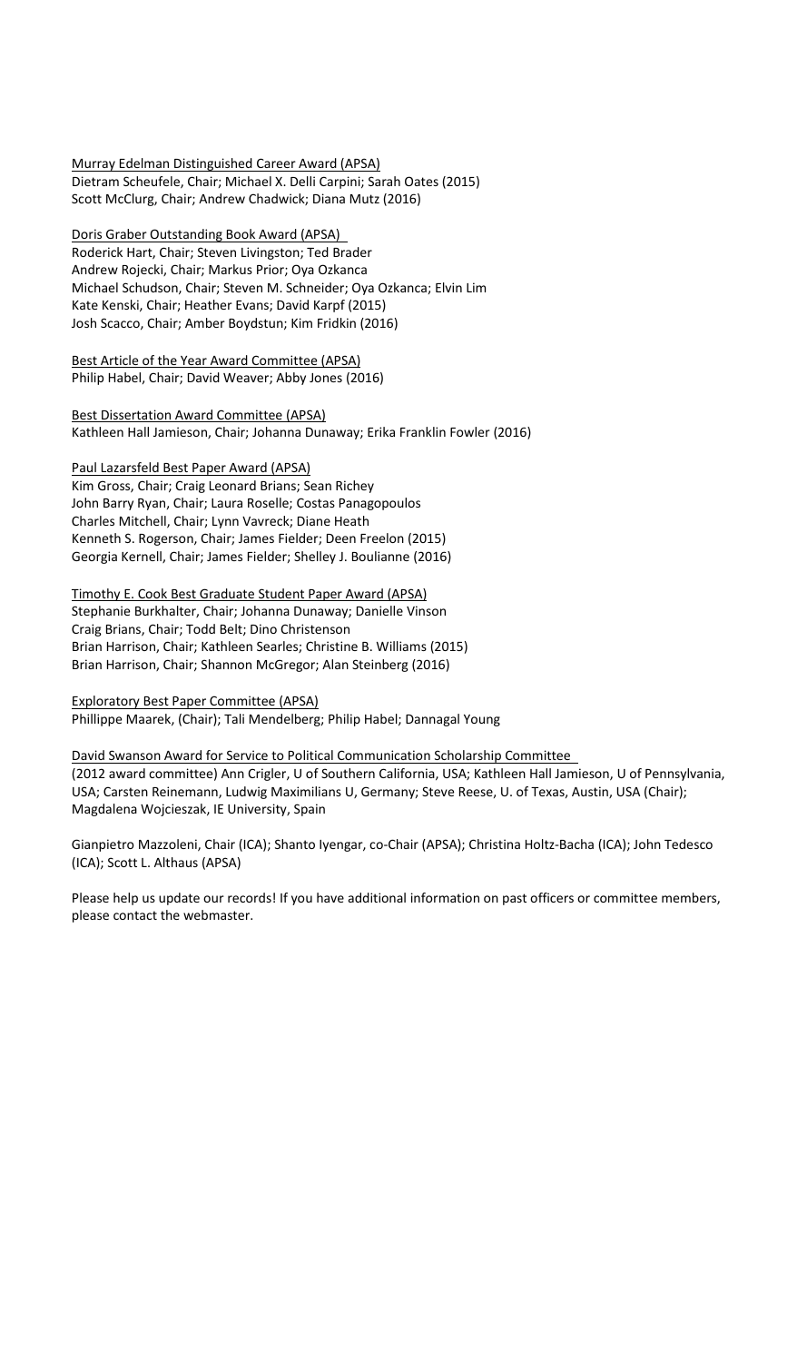Murray Edelman Distinguished Career Award (APSA)
Dietram Scheufele, Chair; Michael X. Delli Carpini; Sarah Oates (2015)
Scott McClurg, Chair; Andrew Chadwick; Diana Mutz (2016)

Doris Graber Outstanding Book Award (APSA)
Roderick Hart, Chair; Steven Livingston; Ted Brader
Andrew Rojecki, Chair; Markus Prior; Oya Ozkanca
Michael Schudson, Chair; Steven M. Schneider; Oya Ozkanca; Elvin Lim
Kate Kenski, Chair; Heather Evans; David Karpf (2015)
Josh Scacco, Chair; Amber Boydstun; Kim Fridkin (2016)

Best Article of the Year Award Committee (APSA)
Philip Habel, Chair; David Weaver; Abby Jones (2016)

Best Dissertation Award Committee (APSA)
Kathleen Hall Jamieson, Chair; Johanna Dunaway; Erika Franklin Fowler (2016)

Paul Lazarsfeld Best Paper Award (APSA)
Kim Gross, Chair; Craig Leonard Brians; Sean Richey
John Barry Ryan, Chair; Laura Roselle; Costas Panagopoulos
Charles Mitchell, Chair; Lynn Vavreck; Diane Heath
Kenneth S. Rogerson, Chair; James Fielder; Deen Freelon (2015)
Georgia Kernell, Chair; James Fielder; Shelley J. Boulianne (2016)

Timothy E. Cook Best Graduate Student Paper Award (APSA)
Stephanie Burkhalter, Chair; Johanna Dunaway; Danielle Vinson
Craig Brians, Chair; Todd Belt; Dino Christenson
Brian Harrison, Chair; Kathleen Searles; Christine B. Williams (2015)
Brian Harrison, Chair; Shannon McGregor; Alan Steinberg (2016)

Exploratory Best Paper Committee (APSA)
Phillippe Maarek, (Chair); Tali Mendelberg; Philip Habel; Dannagal Young

David Swanson Award for Service to Political Communication Scholarship Committee
(2012 award committee) Ann Crigler, U of Southern California, USA; Kathleen Hall Jamieson, U of Pennsylvania, USA; Carsten Reinemann, Ludwig Maximilians U, Germany; Steve Reese, U. of Texas, Austin, USA (Chair); Magdalena Wojcieszak, IE University, Spain

Gianpietro Mazzoleni, Chair (ICA); Shanto Iyengar, co-Chair (APSA); Christina Holtz-Bacha (ICA); John Tedesco (ICA); Scott L. Althaus (APSA)

Please help us update our records! If you have additional information on past officers or committee members, please contact the webmaster.